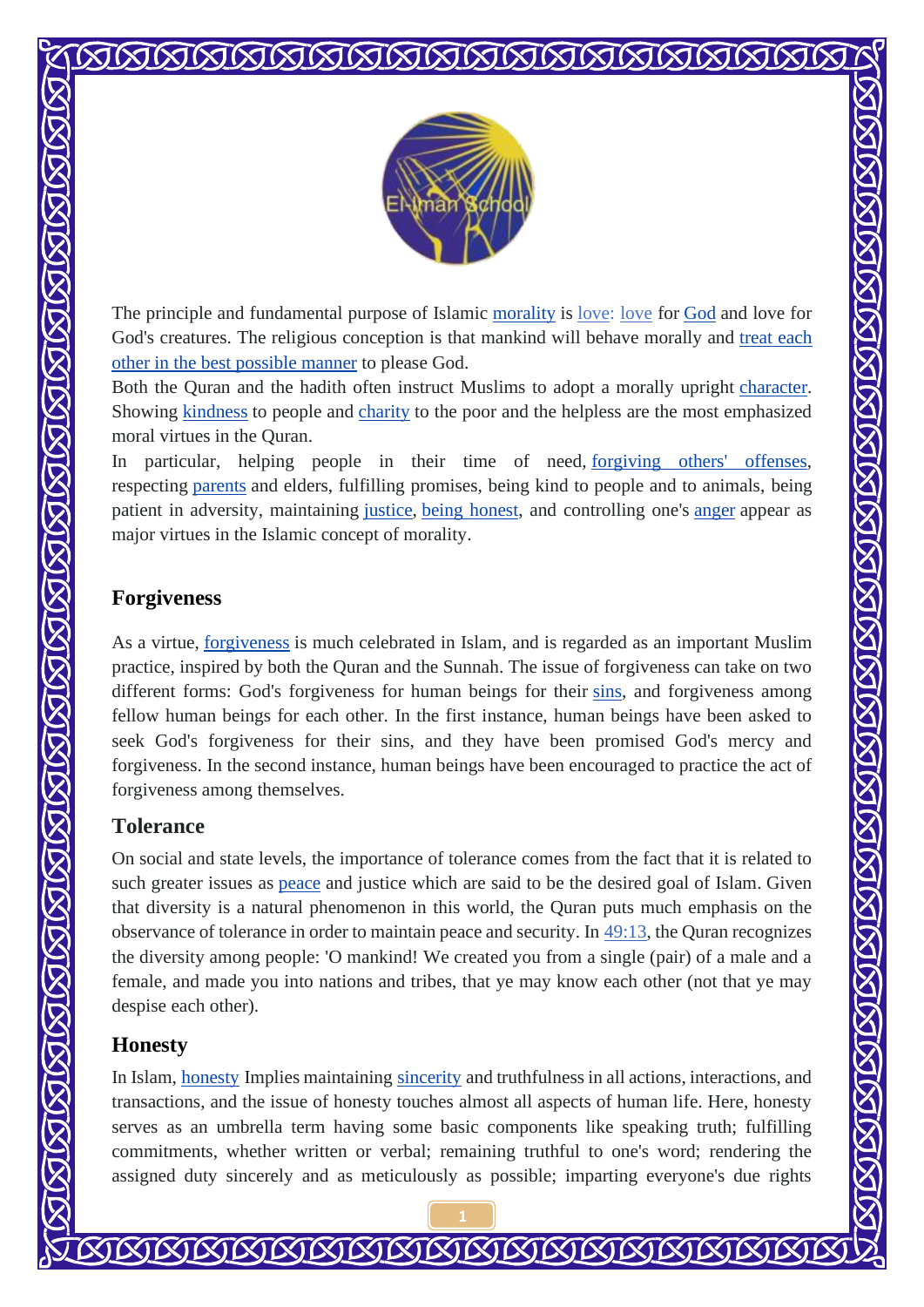The principle and fundamental purpose of Islamic morality is love: love for God and love for God's creatures. The religious conception is that mankind will behave morally and treat each other in the best possible manner to please God.

Both the Quran and the hadith often instruct Muslims to adopt a morally upright character. Showing kindness to people and charity to the poor and the helpless are the most emphasized moral virtues in the Quran.

In particular, helping people in their time of need, forgiving others' offenses, respecting parents and elders, fulfilling promises, being kind to people and to animals, being patient in adversity, maintaining justice, being honest, and controlling one's anger appear as major virtues in the Islamic concept of morality.

## Forgiveness

As a virtue, forgiveness is much celebrated in Islam, and is regarded as an important Muslim practice, inspired by both the Quran and the Sunnah. The issue of forgiveness can take on two different forms: God's forgiveness for human beings for their sins, and forgiveness among fellow human beings for each other. In the first instance, human beings have been asked to seek God's forgiveness for their sins, and they have been promised God's mercy and forgiveness. In the second instance, human beings have been encouraged to practice the act of forgiveness among themselves.

## Tolerance

On social and state levels, the importance of tolerance comes from the fact that it is related to such greater issues as peace and justice which are said to be the desired goal of Islam. Given that diversity is a natural phenomenon in this world, the Quran puts much emphasis on the observance of tolerance in order to maintain peace and security. In 49:13, the Quran recognizes the diversity among people: 'O mankind! We created you from a single (pair) of a male and a female, and made you into nations and tribes, that ye may know each other (not that ye may despise each other).

## Honesty

In Islam, honesty Implies maintaining sincerity and truthfulness in all actions, interactions, and transactions, and the issue of honesty touches almost all aspects of human life. Here, honesty serves as an umbrella term having some basic components like speaking truth; fulfilling commitments, whether written or verbal; remaining truthful to one's word; rendering the assigned duty sincerely and as meticulously as possible; imparting everyone's due rights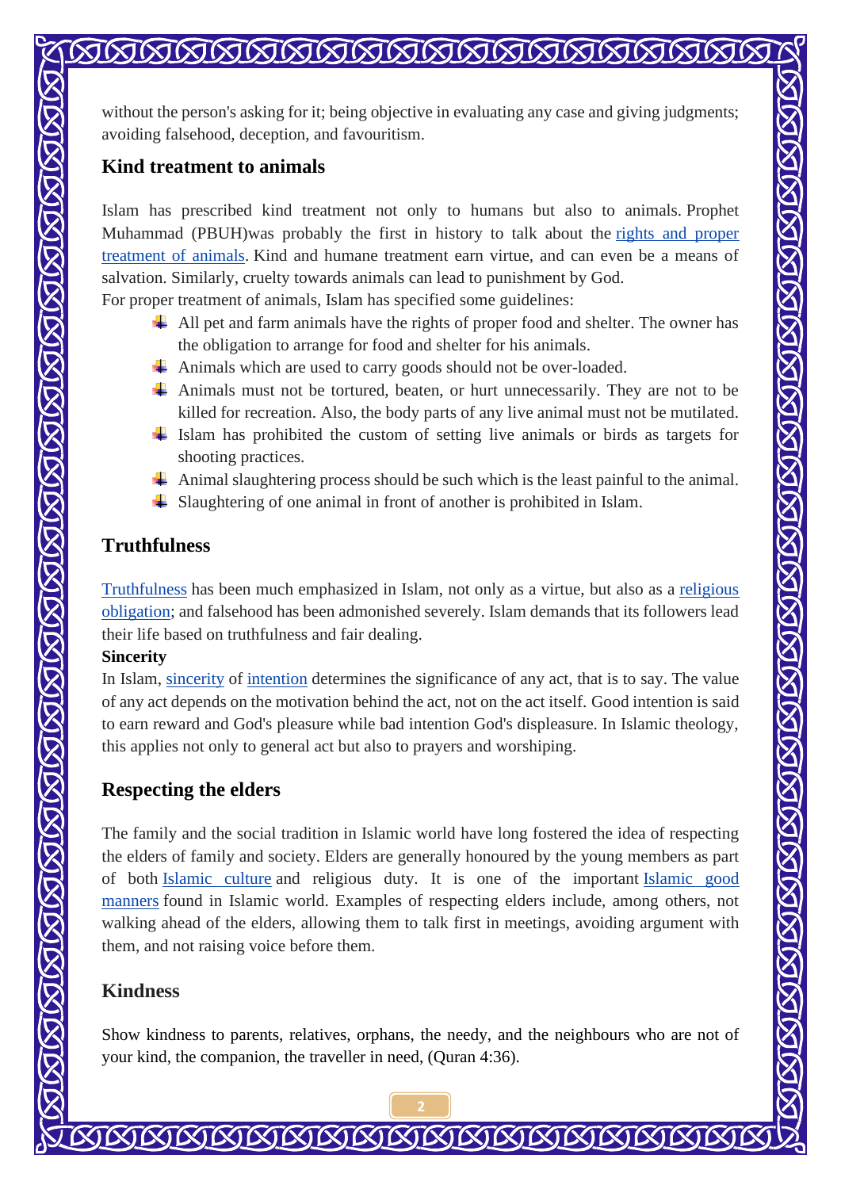without the person's asking for it; being objective in evaluating any case and giving judgments; avoiding falsehood, deception, and favouritism.

## Kind treatment to animals

Islam has prescribed kind treatment not only to humans but also to animals. Prophet Muhammad (PBUH)was probably the first in history to talk about the rights and proper treatment of animals. Kind and humane treatment earn virtue, and can even be a means of salvation. Similarly, cruelty towards animals can lead to punishment by God.

For proper treatment of animals, Islam has specified some guidelines:

- All pet and farm animals have the rights of proper food and shelter. The owner has the obligation to arrange for food and shelter for his animals.
- Animals which are used to carry goods should not be over-loaded.
- Animals must not be tortured, beaten, or hurt unnecessarily. They are not to be killed for recreation. Also, the body parts of any live animal must not be mutilated.
- Islam has prohibited the custom of setting live animals or birds as targets for shooting practices.
- Animal slaughtering process should be such which is the least painful to the animal.
- Slaughtering of one animal in front of another is prohibited in Islam.

## Truthfulness

Truthfulness has been much emphasized in Islam, not only as a virtue, but also as a religious obligation; and falsehood has been admonished severely. Islam demands that its followers lead their life based on truthfulness and fair dealing.

**Sincerity**

In Islam, sincerity of intention determines the significance of any act, that is to say. The value of any act depends on the motivation behind the act, not on the act itself. Good intention is said to earn reward and God's pleasure while bad intention God's displeasure. In Islamic theology, this applies not only to general act but also to prayers and worshiping.

## Respecting the elders

The family and the social tradition in Islamic world have long fostered the idea of respecting the elders of family and society. Elders are generally honoured by the young members as part of both Islamic culture and religious duty. It is one of the important Islamic good manners found in Islamic world. Examples of respecting elders include, among others, not walking ahead of the elders, allowing them to talk first in meetings, avoiding argument with them, and not raising voice before them.

## Kindness

Show kindness to parents, relatives, orphans, the needy, and the neighbours who are not of your kind, the companion, the traveller in need, (Quran 4:36).